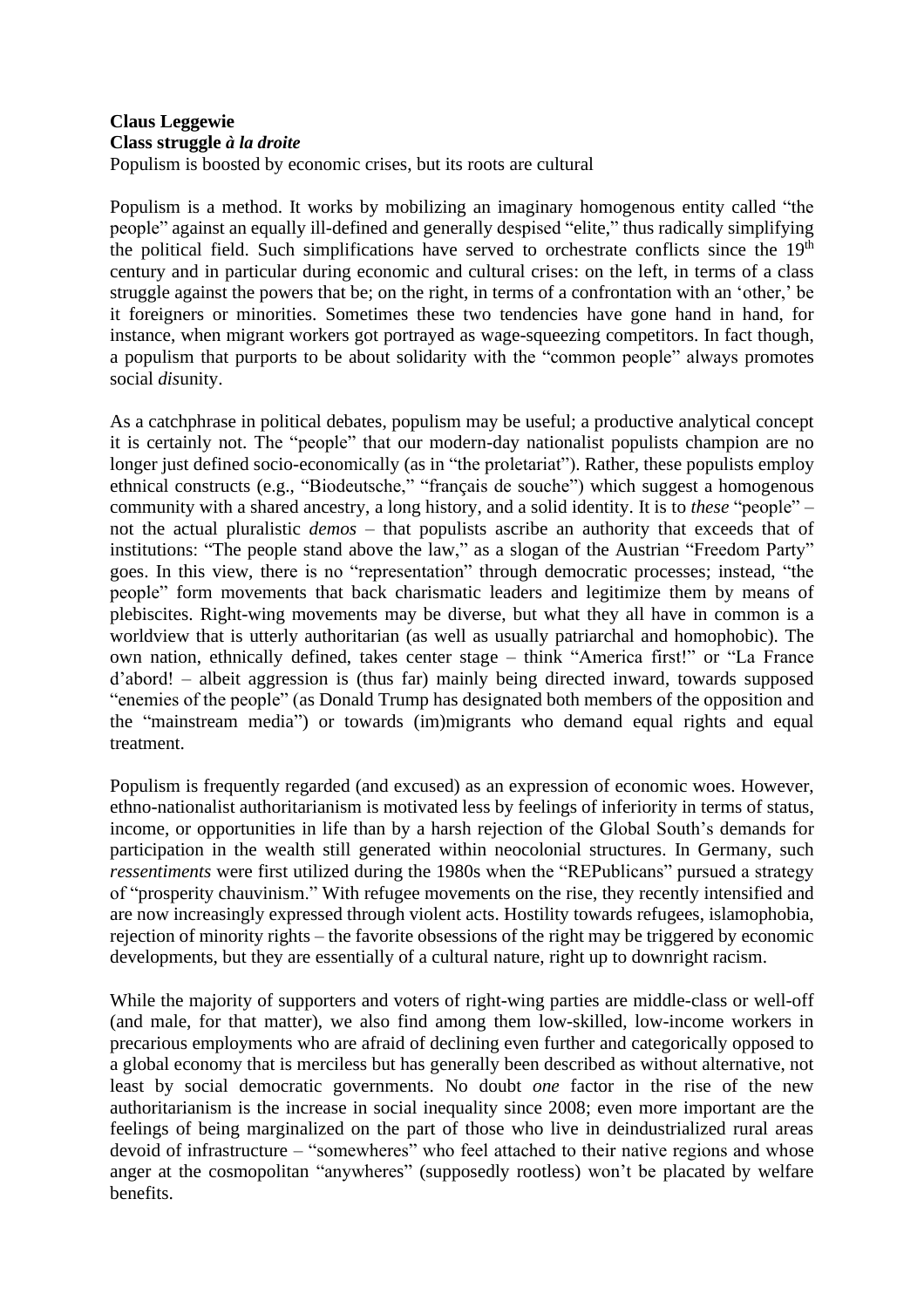**Claus Leggewie**
**Class struggle *à la droite***
Populism is boosted by economic crises, but its roots are cultural

Populism is a method. It works by mobilizing an imaginary homogenous entity called "the people" against an equally ill-defined and generally despised "elite," thus radically simplifying the political field. Such simplifications have served to orchestrate conflicts since the 19th century and in particular during economic and cultural crises: on the left, in terms of a class struggle against the powers that be; on the right, in terms of a confrontation with an 'other,' be it foreigners or minorities. Sometimes these two tendencies have gone hand in hand, for instance, when migrant workers got portrayed as wage-squeezing competitors. In fact though, a populism that purports to be about solidarity with the "common people" always promotes social *dis*unity.

As a catchphrase in political debates, populism may be useful; a productive analytical concept it is certainly not. The "people" that our modern-day nationalist populists champion are no longer just defined socio-economically (as in "the proletariat"). Rather, these populists employ ethnical constructs (e.g., "Biodeutsche," "français de souche") which suggest a homogenous community with a shared ancestry, a long history, and a solid identity. It is to *these* "people" – not the actual pluralistic *demos* – that populists ascribe an authority that exceeds that of institutions: "The people stand above the law," as a slogan of the Austrian "Freedom Party" goes. In this view, there is no "representation" through democratic processes; instead, "the people" form movements that back charismatic leaders and legitimize them by means of plebiscites. Right-wing movements may be diverse, but what they all have in common is a worldview that is utterly authoritarian (as well as usually patriarchal and homophobic). The own nation, ethnically defined, takes center stage – think "America first!" or "La France d'abord! – albeit aggression is (thus far) mainly being directed inward, towards supposed "enemies of the people" (as Donald Trump has designated both members of the opposition and the "mainstream media") or towards (im)migrants who demand equal rights and equal treatment.

Populism is frequently regarded (and excused) as an expression of economic woes. However, ethno-nationalist authoritarianism is motivated less by feelings of inferiority in terms of status, income, or opportunities in life than by a harsh rejection of the Global South's demands for participation in the wealth still generated within neocolonial structures. In Germany, such *ressentiments* were first utilized during the 1980s when the "REPublicans" pursued a strategy of "prosperity chauvinism." With refugee movements on the rise, they recently intensified and are now increasingly expressed through violent acts. Hostility towards refugees, islamophobia, rejection of minority rights – the favorite obsessions of the right may be triggered by economic developments, but they are essentially of a cultural nature, right up to downright racism.

While the majority of supporters and voters of right-wing parties are middle-class or well-off (and male, for that matter), we also find among them low-skilled, low-income workers in precarious employments who are afraid of declining even further and categorically opposed to a global economy that is merciless but has generally been described as without alternative, not least by social democratic governments. No doubt *one* factor in the rise of the new authoritarianism is the increase in social inequality since 2008; even more important are the feelings of being marginalized on the part of those who live in deindustrialized rural areas devoid of infrastructure – "somewheres" who feel attached to their native regions and whose anger at the cosmopolitan "anywheres" (supposedly rootless) won't be placated by welfare benefits.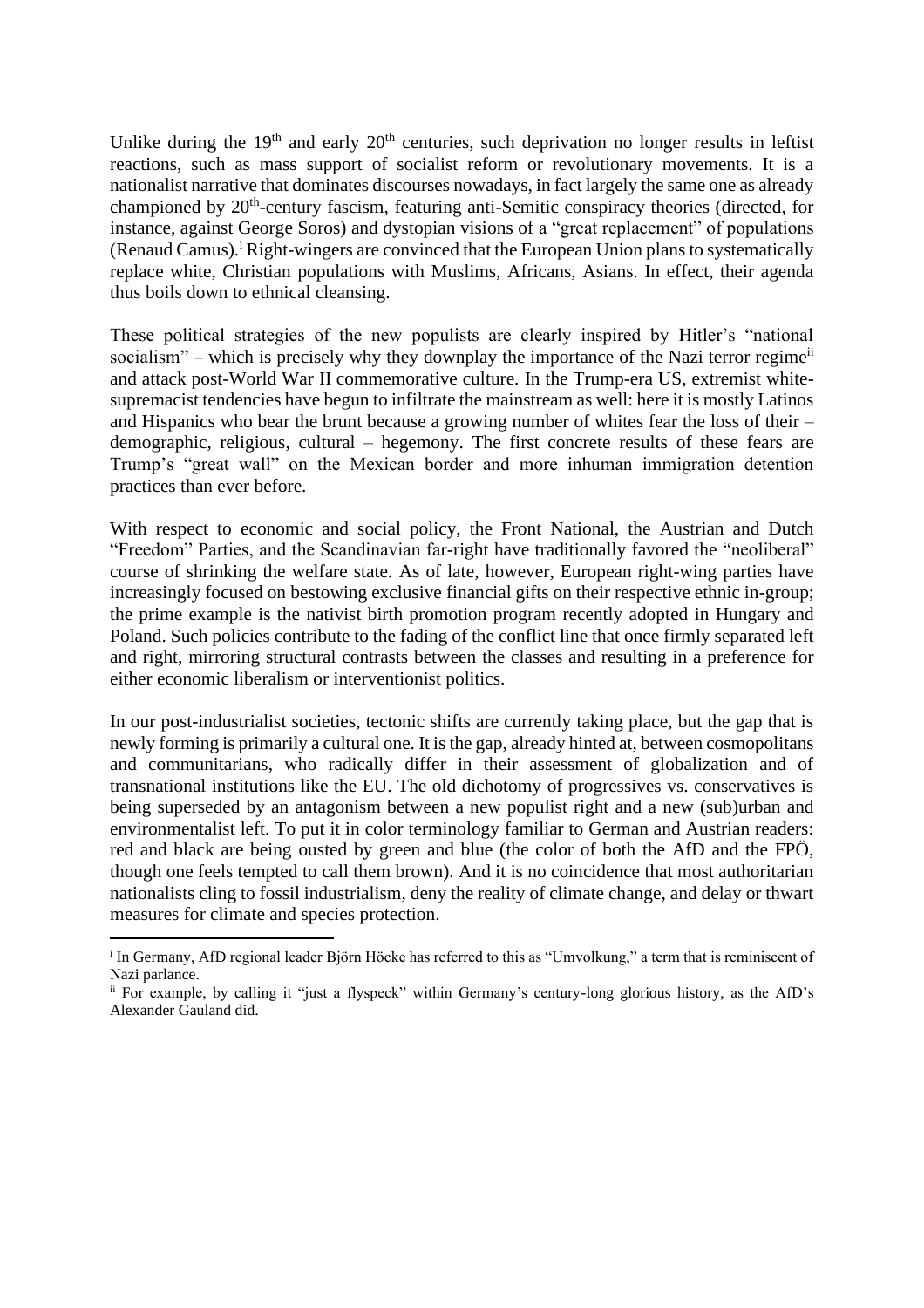Unlike during the 19th and early 20th centuries, such deprivation no longer results in leftist reactions, such as mass support of socialist reform or revolutionary movements. It is a nationalist narrative that dominates discourses nowadays, in fact largely the same one as already championed by 20th-century fascism, featuring anti-Semitic conspiracy theories (directed, for instance, against George Soros) and dystopian visions of a "great replacement" of populations (Renaud Camus).[i] Right-wingers are convinced that the European Union plans to systematically replace white, Christian populations with Muslims, Africans, Asians. In effect, their agenda thus boils down to ethnical cleansing.

These political strategies of the new populists are clearly inspired by Hitler's "national socialism" – which is precisely why they downplay the importance of the Nazi terror regime[ii] and attack post-World War II commemorative culture. In the Trump-era US, extremist white-supremacist tendencies have begun to infiltrate the mainstream as well: here it is mostly Latinos and Hispanics who bear the brunt because a growing number of whites fear the loss of their – demographic, religious, cultural – hegemony. The first concrete results of these fears are Trump's "great wall" on the Mexican border and more inhuman immigration detention practices than ever before.

With respect to economic and social policy, the Front National, the Austrian and Dutch "Freedom" Parties, and the Scandinavian far-right have traditionally favored the "neoliberal" course of shrinking the welfare state. As of late, however, European right-wing parties have increasingly focused on bestowing exclusive financial gifts on their respective ethnic in-group; the prime example is the nativist birth promotion program recently adopted in Hungary and Poland. Such policies contribute to the fading of the conflict line that once firmly separated left and right, mirroring structural contrasts between the classes and resulting in a preference for either economic liberalism or interventionist politics.

In our post-industrialist societies, tectonic shifts are currently taking place, but the gap that is newly forming is primarily a cultural one. It is the gap, already hinted at, between cosmopolitans and communitarians, who radically differ in their assessment of globalization and of transnational institutions like the EU. The old dichotomy of progressives vs. conservatives is being superseded by an antagonism between a new populist right and a new (sub)urban and environmentalist left. To put it in color terminology familiar to German and Austrian readers: red and black are being ousted by green and blue (the color of both the AfD and the FPÖ, though one feels tempted to call them brown). And it is no coincidence that most authoritarian nationalists cling to fossil industrialism, deny the reality of climate change, and delay or thwart measures for climate and species protection.

---

[i] In Germany, AfD regional leader Björn Höcke has referred to this as "Umvolkung," a term that is reminiscent of Nazi parlance.

[ii] For example, by calling it "just a flyspeck" within Germany's century-long glorious history, as the AfD's Alexander Gauland did.